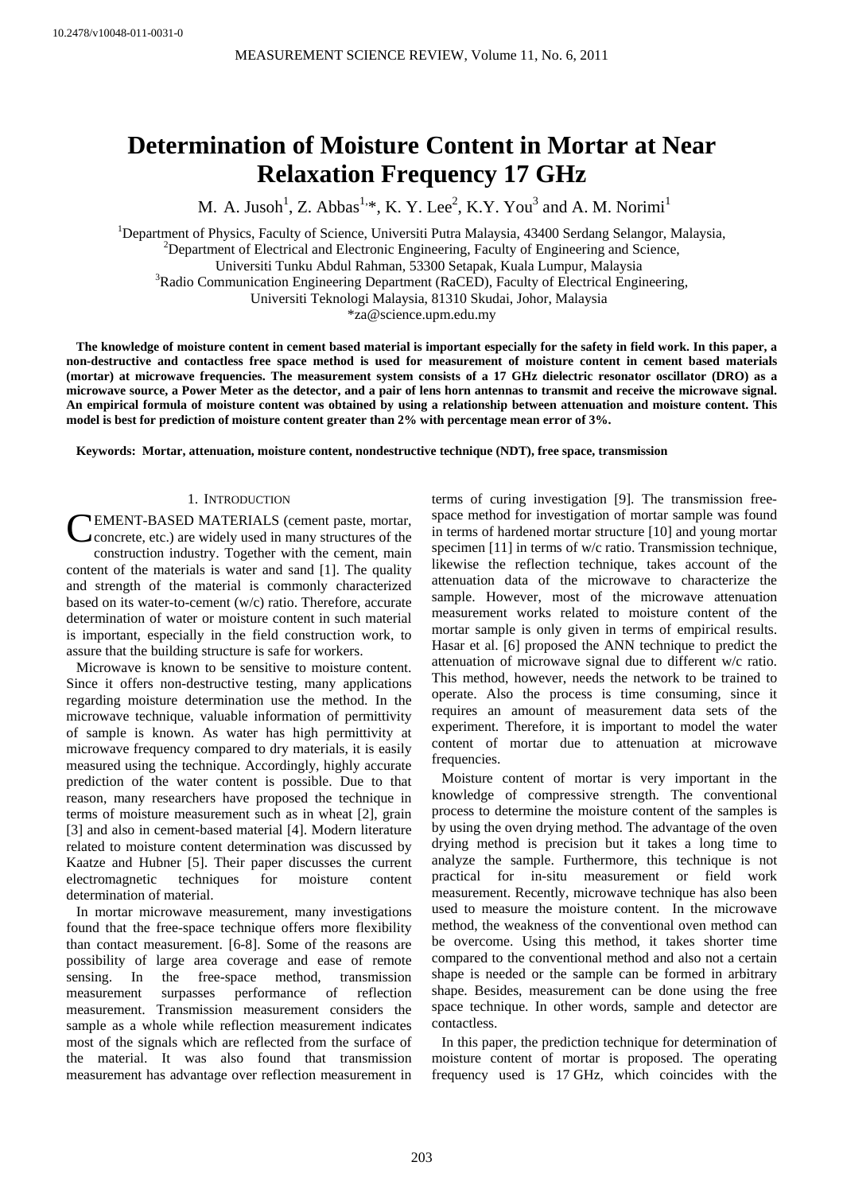10.2478/v10048-011-0031-0

# Determination of Moisture Content in Mortar at Near Relaxation Frequency 17 GHz

M. A. Jusoh[1], Z. Abbas[1,*], K. Y. Lee[2], K.Y. You[3] and A. M. Norimi[1]

[1]Department of Physics, Faculty of Science, Universiti Putra Malaysia, 43400 Serdang Selangor, Malaysia,
[2]Department of Electrical and Electronic Engineering, Faculty of Engineering and Science, Universiti Tunku Abdul Rahman, 53300 Setapak, Kuala Lumpur, Malaysia
[3]Radio Communication Engineering Department (RaCED), Faculty of Electrical Engineering, Universiti Teknologi Malaysia, 81310 Skudai, Johor, Malaysia
*za@science.upm.edu.my

**The knowledge of moisture content in cement based material is important especially for the safety in field work. In this paper, a non-destructive and contactless free space method is used for measurement of moisture content in cement based materials (mortar) at microwave frequencies. The measurement system consists of a 17 GHz dielectric resonator oscillator (DRO) as a microwave source, a Power Meter as the detector, and a pair of lens horn antennas to transmit and receive the microwave signal. An empirical formula of moisture content was obtained by using a relationship between attenuation and moisture content. This model is best for prediction of moisture content greater than 2% with percentage mean error of 3%.**

**Keywords: Mortar, attenuation, moisture content, nondestructive technique (NDT), free space, transmission**

## 1. Introduction

CEMENT-BASED MATERIALS (cement paste, mortar, concrete, etc.) are widely used in many structures of the construction industry. Together with the cement, main content of the materials is water and sand [1]. The quality and strength of the material is commonly characterized based on its water-to-cement (w/c) ratio. Therefore, accurate determination of water or moisture content in such material is important, especially in the field construction work, to assure that the building structure is safe for workers.

Microwave is known to be sensitive to moisture content. Since it offers non-destructive testing, many applications regarding moisture determination use the method. In the microwave technique, valuable information of permittivity of sample is known. As water has high permittivity at microwave frequency compared to dry materials, it is easily measured using the technique. Accordingly, highly accurate prediction of the water content is possible. Due to that reason, many researchers have proposed the technique in terms of moisture measurement such as in wheat [2], grain [3] and also in cement-based material [4]. Modern literature related to moisture content determination was discussed by Kaatze and Hubner [5]. Their paper discusses the current electromagnetic techniques for moisture content determination of material.

In mortar microwave measurement, many investigations found that the free-space technique offers more flexibility than contact measurement. [6-8]. Some of the reasons are possibility of large area coverage and ease of remote sensing. In the free-space method, transmission measurement surpasses performance of reflection measurement. Transmission measurement considers the sample as a whole while reflection measurement indicates most of the signals which are reflected from the surface of the material. It was also found that transmission measurement has advantage over reflection measurement in terms of curing investigation [9]. The transmission free-space method for investigation of mortar sample was found in terms of hardened mortar structure [10] and young mortar specimen [11] in terms of w/c ratio. Transmission technique, likewise the reflection technique, takes account of the attenuation data of the microwave to characterize the sample. However, most of the microwave attenuation measurement works related to moisture content of the mortar sample is only given in terms of empirical results. Hasar et al. [6] proposed the ANN technique to predict the attenuation of microwave signal due to different w/c ratio. This method, however, needs the network to be trained to operate. Also the process is time consuming, since it requires an amount of measurement data sets of the experiment. Therefore, it is important to model the water content of mortar due to attenuation at microwave frequencies.

Moisture content of mortar is very important in the knowledge of compressive strength. The conventional process to determine the moisture content of the samples is by using the oven drying method. The advantage of the oven drying method is precision but it takes a long time to analyze the sample. Furthermore, this technique is not practical for in-situ measurement or field work measurement. Recently, microwave technique has also been used to measure the moisture content. In the microwave method, the weakness of the conventional oven method can be overcome. Using this method, it takes shorter time compared to the conventional method and also not a certain shape is needed or the sample can be formed in arbitrary shape. Besides, measurement can be done using the free space technique. In other words, sample and detector are contactless.

In this paper, the prediction technique for determination of moisture content of mortar is proposed. The operating frequency used is 17 GHz, which coincides with the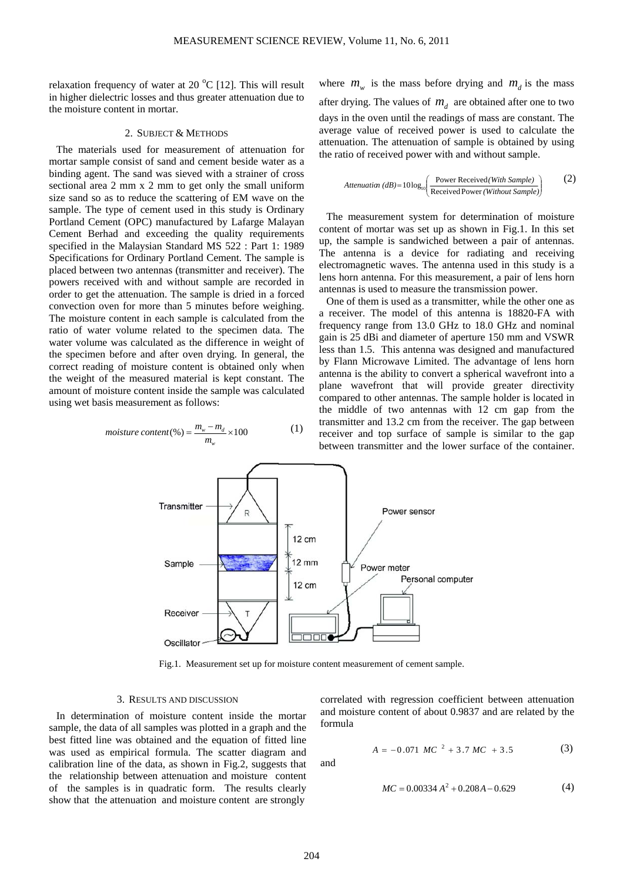relaxation frequency of water at 20 °C [12]. This will result in higher dielectric losses and thus greater attenuation due to the moisture content in mortar.

## 2. Subject & Methods

The materials used for measurement of attenuation for mortar sample consist of sand and cement beside water as a binding agent. The sand was sieved with a strainer of cross sectional area 2 mm x 2 mm to get only the small uniform size sand so as to reduce the scattering of EM wave on the sample. The type of cement used in this study is Ordinary Portland Cement (OPC) manufactured by Lafarge Malayan Cement Berhad and exceeding the quality requirements specified in the Malaysian Standard MS 522 : Part 1: 1989 Specifications for Ordinary Portland Cement. The sample is placed between two antennas (transmitter and receiver). The powers received with and without sample are recorded in order to get the attenuation. The sample is dried in a forced convection oven for more than 5 minutes before weighing. The moisture content in each sample is calculated from the ratio of water volume related to the specimen data. The water volume was calculated as the difference in weight of the specimen before and after oven drying. In general, the correct reading of moisture content is obtained only when the weight of the measured material is kept constant. The amount of moisture content inside the sample was calculated using wet basis measurement as follows:

$$moisture\ content(\%) = \frac{m_w - m_d}{m_w} \times 100 \tag{1}$$

where $m_w$ is the mass before drying and $m_d$ is the mass after drying. The values of $m_d$ are obtained after one to two days in the oven until the readings of mass are constant. The average value of received power is used to calculate the attenuation. The attenuation of sample is obtained by using the ratio of received power with and without sample.

$$Attenuation\ (dB) = 10\log_{10}\left(\frac{\text{Power Received}\ (\textit{With Sample})}{\text{Received Power}\ (\textit{Without Sample})}\right) \tag{2}$$

The measurement system for determination of moisture content of mortar was set up as shown in Fig.1. In this set up, the sample is sandwiched between a pair of antennas. The antenna is a device for radiating and receiving electromagnetic waves. The antenna used in this study is a lens horn antenna. For this measurement, a pair of lens horn antennas is used to measure the transmission power.

One of them is used as a transmitter, while the other one as a receiver. The model of this antenna is 18820-FA with frequency range from 13.0 GHz to 18.0 GHz and nominal gain is 25 dBi and diameter of aperture 150 mm and VSWR less than 1.5. This antenna was designed and manufactured by Flann Microwave Limited. The advantage of lens horn antenna is the ability to convert a spherical wavefront into a plane wavefront that will provide greater directivity compared to other antennas. The sample holder is located in the middle of two antennas with 12 cm gap from the transmitter and 13.2 cm from the receiver. The gap between receiver and top surface of sample is similar to the gap between transmitter and the lower surface of the container.

Fig.1. Measurement set up for moisture content measurement of cement sample.

## 3. Results and Discussion

In determination of moisture content inside the mortar sample, the data of all samples was plotted in a graph and the best fitted line was obtained and the equation of fitted line was used as empirical formula. The scatter diagram and calibration line of the data, as shown in Fig.2, suggests that the relationship between attenuation and moisture content of the samples is in quadratic form. The results clearly show that the attenuation and moisture content are strongly correlated with regression coefficient between attenuation and moisture content of about 0.9837 and are related by the formula

$$A = -0.071\ MC^2 + 3.7\ MC + 3.5 \tag{3}$$

and

$$MC = 0.00334\,A^2 + 0.208A - 0.629 \tag{4}$$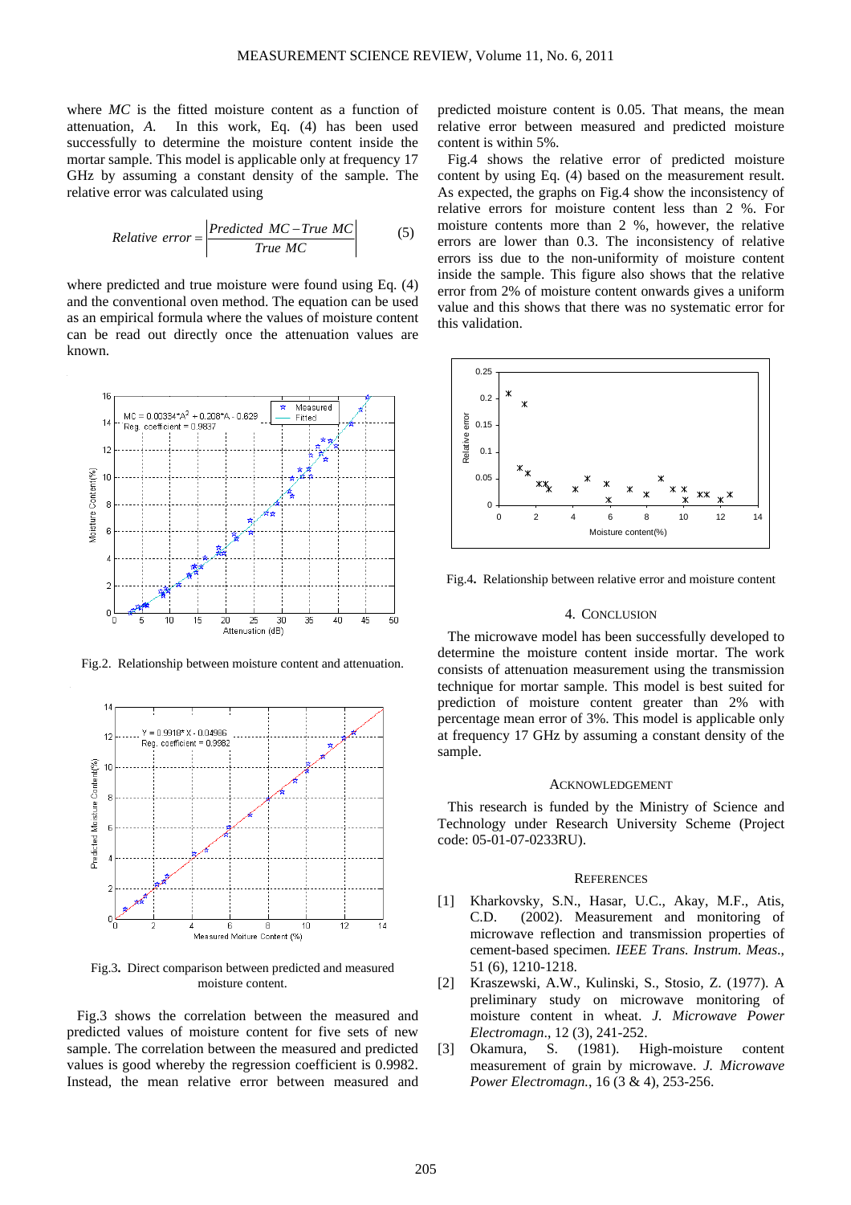where *MC* is the fitted moisture content as a function of attenuation, *A*. In this work, Eq. (4) has been used successfully to determine the moisture content inside the mortar sample. This model is applicable only at frequency 17 GHz by assuming a constant density of the sample. The relative error was calculated using

$$Relative\ error = \left| \frac{Predicted\ MC - True\ MC}{True\ MC} \right| \tag{5}$$

where predicted and true moisture were found using Eq. (4) and the conventional oven method. The equation can be used as an empirical formula where the values of moisture content can be read out directly once the attenuation values are known.

Fig.2. Relationship between moisture content and attenuation.

Fig.3. Direct comparison between predicted and measured moisture content.

Fig.3 shows the correlation between the measured and predicted values of moisture content for five sets of new sample. The correlation between the measured and predicted values is good whereby the regression coefficient is 0.9982. Instead, the mean relative error between measured and predicted moisture content is 0.05. That means, the mean relative error between measured and predicted moisture content is within 5%.

Fig.4 shows the relative error of predicted moisture content by using Eq. (4) based on the measurement result. As expected, the graphs on Fig.4 show the inconsistency of relative errors for moisture content less than 2 %. For moisture contents more than 2 %, however, the relative errors are lower than 0.3. The inconsistency of relative errors iss due to the non-uniformity of moisture content inside the sample. This figure also shows that the relative error from 2% of moisture content onwards gives a uniform value and this shows that there was no systematic error for this validation.

Fig.4. Relationship between relative error and moisture content

## 4. Conclusion

The microwave model has been successfully developed to determine the moisture content inside mortar. The work consists of attenuation measurement using the transmission technique for mortar sample. This model is best suited for prediction of moisture content greater than 2% with percentage mean error of 3%. This model is applicable only at frequency 17 GHz by assuming a constant density of the sample.

## Acknowledgement

This research is funded by the Ministry of Science and Technology under Research University Scheme (Project code: 05-01-07-0233RU).

## References

[1] Kharkovsky, S.N., Hasar, U.C., Akay, M.F., Atis, C.D. (2002). Measurement and monitoring of microwave reflection and transmission properties of cement-based specimen. *IEEE Trans. Instrum. Meas.*, 51 (6), 1210-1218.

[2] Kraszewski, A.W., Kulinski, S., Stosio, Z. (1977). A preliminary study on microwave monitoring of moisture content in wheat. *J. Microwave Power Electromagn.*, 12 (3), 241-252.

[3] Okamura, S. (1981). High-moisture content measurement of grain by microwave. *J. Microwave Power Electromagn.*, 16 (3 & 4), 253-256.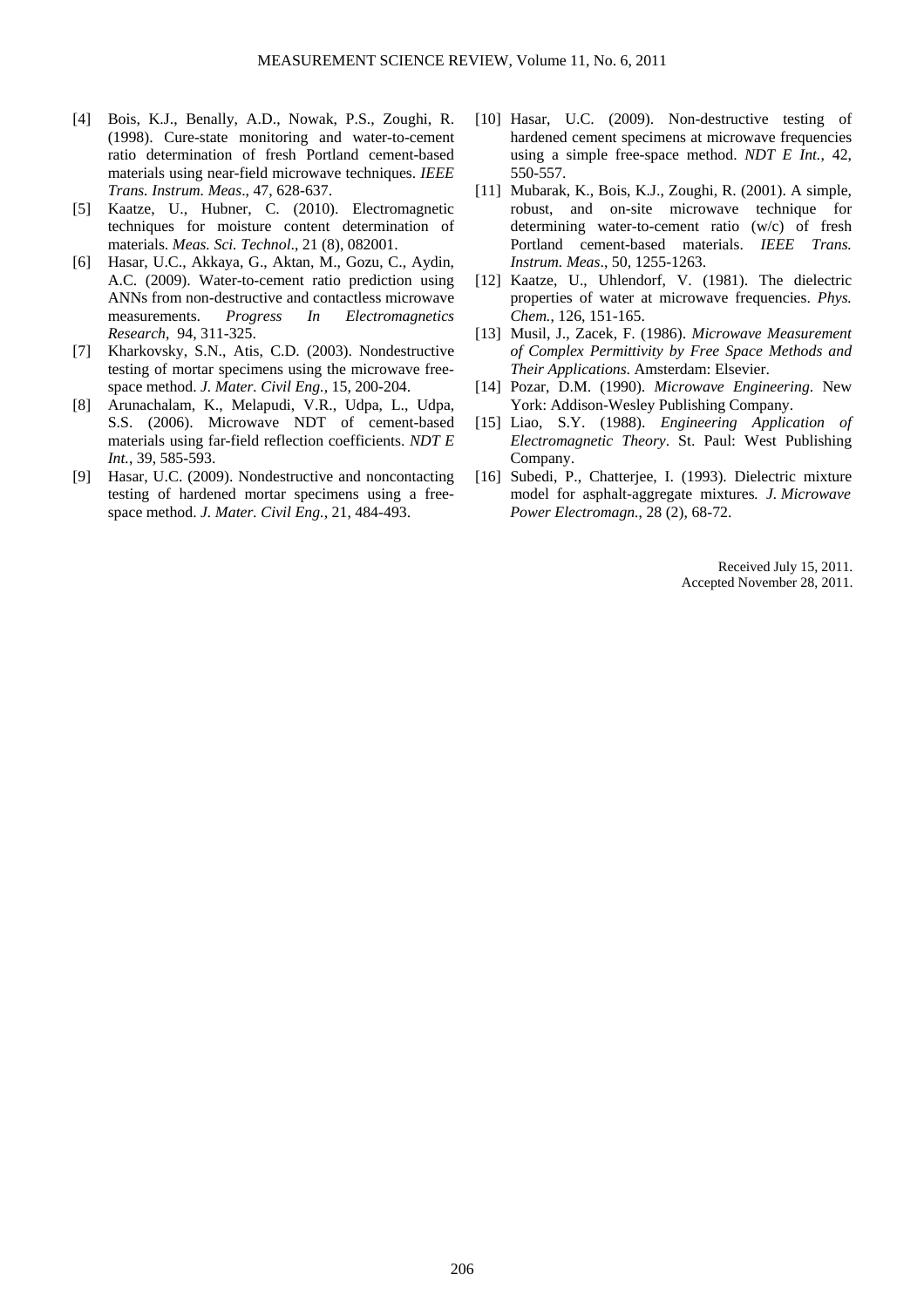[4] Bois, K.J., Benally, A.D., Nowak, P.S., Zoughi, R. (1998). Cure-state monitoring and water-to-cement ratio determination of fresh Portland cement-based materials using near-field microwave techniques. *IEEE Trans. Instrum. Meas*., 47, 628-637.

[5] Kaatze, U., Hubner, C. (2010). Electromagnetic techniques for moisture content determination of materials. *Meas. Sci. Technol*., 21 (8), 082001.

[6] Hasar, U.C., Akkaya, G., Aktan, M., Gozu, C., Aydin, A.C. (2009). Water-to-cement ratio prediction using ANNs from non-destructive and contactless microwave measurements. *Progress In Electromagnetics Research*, 94, 311-325.

[7] Kharkovsky, S.N., Atis, C.D. (2003). Nondestructive testing of mortar specimens using the microwave free-space method. *J. Mater. Civil Eng.*, 15, 200-204.

[8] Arunachalam, K., Melapudi, V.R., Udpa, L., Udpa, S.S. (2006). Microwave NDT of cement-based materials using far-field reflection coefficients. *NDT E Int.*, 39, 585-593.

[9] Hasar, U.C. (2009). Nondestructive and noncontacting testing of hardened mortar specimens using a free-space method. *J. Mater. Civil Eng.*, 21, 484-493.

[10] Hasar, U.C. (2009). Non-destructive testing of hardened cement specimens at microwave frequencies using a simple free-space method. *NDT E Int.*, 42, 550-557.

[11] Mubarak, K., Bois, K.J., Zoughi, R. (2001). A simple, robust, and on-site microwave technique for determining water-to-cement ratio (w/c) of fresh Portland cement-based materials. *IEEE Trans. Instrum. Meas*., 50, 1255-1263.

[12] Kaatze, U., Uhlendorf, V. (1981). The dielectric properties of water at microwave frequencies. *Phys. Chem.*, 126, 151-165.

[13] Musil, J., Zacek, F. (1986). *Microwave Measurement of Complex Permittivity by Free Space Methods and Their Applications*. Amsterdam: Elsevier.

[14] Pozar, D.M. (1990). *Microwave Engineering*. New York: Addison-Wesley Publishing Company.

[15] Liao, S.Y. (1988). *Engineering Application of Electromagnetic Theory*. St. Paul: West Publishing Company.

[16] Subedi, P., Chatterjee, I. (1993). Dielectric mixture model for asphalt-aggregate mixtures*. J. Microwave Power Electromagn.*, 28 (2), 68-72.

Received July 15, 2011.
Accepted November 28, 2011.